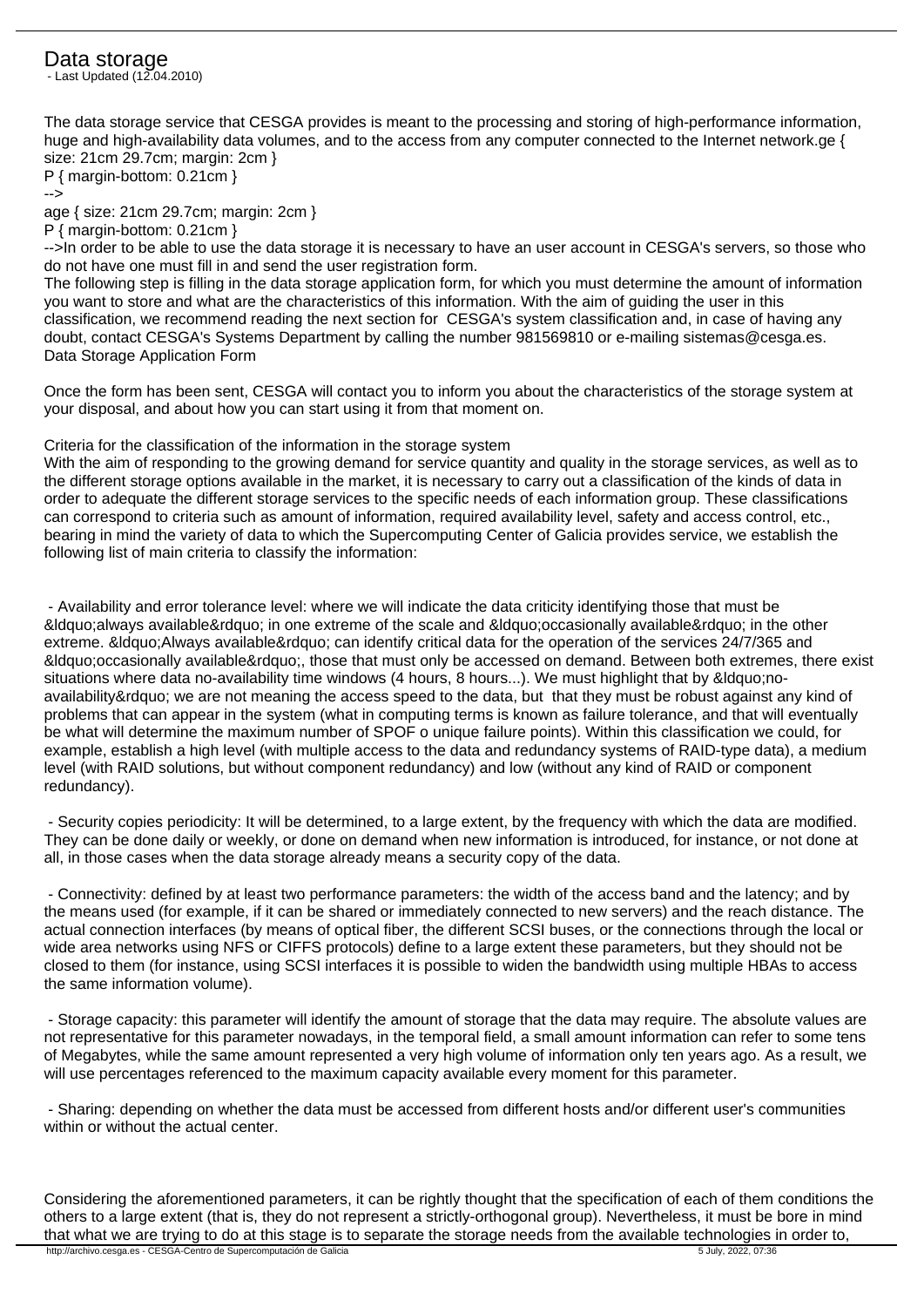# Data storage

- Last Updated (12.04.2010)

The data storage service that CESGA provides is meant to the processing and storing of high-performance information, huge and high-availability data volumes, and to the access from any computer connected to the Internet network.ge { size: 21cm 29.7cm; margin: 2cm }
P { margin-bottom: 0.21cm }
-->
age { size: 21cm 29.7cm; margin: 2cm }
P { margin-bottom: 0.21cm }
-->In order to be able to use the data storage it is necessary to have an user account in CESGA's servers, so those who do not have one must fill in and send the user registration form.
The following step is filling in the data storage application form, for which you must determine the amount of information you want to store and what are the characteristics of this information. With the aim of guiding the user in this classification, we recommend reading the next section for CESGA's system classification and, in case of having any doubt, contact CESGA's Systems Department by calling the number 981569810 or e-mailing sistemas@cesga.es.
Data Storage Application Form

Once the form has been sent, CESGA will contact you to inform you about the characteristics of the storage system at your disposal, and about how you can start using it from that moment on.

Criteria for the classification of the information in the storage system
With the aim of responding to the growing demand for service quantity and quality in the storage services, as well as to the different storage options available in the market, it is necessary to carry out a classification of the kinds of data in order to adequate the different storage services to the specific needs of each information group. These classifications can correspond to criteria such as amount of information, required availability level, safety and access control, etc., bearing in mind the variety of data to which the Supercomputing Center of Galicia provides service, we establish the following list of main criteria to classify the information:

- Availability and error tolerance level: where we will indicate the data criticity identifying those that must be &ldquo;always available&rdquo; in one extreme of the scale and &ldquo;occasionally available&rdquo; in the other extreme. &ldquo;Always available&rdquo; can identify critical data for the operation of the services 24/7/365 and &ldquo;occasionally available&rdquo;, those that must only be accessed on demand. Between both extremes, there exist situations where data no-availability time windows (4 hours, 8 hours...). We must highlight that by &ldquo;no-availability&rdquo; we are not meaning the access speed to the data, but that they must be robust against any kind of problems that can appear in the system (what in computing terms is known as failure tolerance, and that will eventually be what will determine the maximum number of SPOF o unique failure points). Within this classification we could, for example, establish a high level (with multiple access to the data and redundancy systems of RAID-type data), a medium level (with RAID solutions, but without component redundancy) and low (without any kind of RAID or component redundancy).

- Security copies periodicity: It will be determined, to a large extent, by the frequency with which the data are modified. They can be done daily or weekly, or done on demand when new information is introduced, for instance, or not done at all, in those cases when the data storage already means a security copy of the data.

- Connectivity: defined by at least two performance parameters: the width of the access band and the latency; and by the means used (for example, if it can be shared or immediately connected to new servers) and the reach distance. The actual connection interfaces (by means of optical fiber, the different SCSI buses, or the connections through the local or wide area networks using NFS or CIFFS protocols) define to a large extent these parameters, but they should not be closed to them (for instance, using SCSI interfaces it is possible to widen the bandwidth using multiple HBAs to access the same information volume).

- Storage capacity: this parameter will identify the amount of storage that the data may require. The absolute values are not representative for this parameter nowadays, in the temporal field, a small amount information can refer to some tens of Megabytes, while the same amount represented a very high volume of information only ten years ago. As a result, we will use percentages referenced to the maximum capacity available every moment for this parameter.

- Sharing: depending on whether the data must be accessed from different hosts and/or different user's communities within or without the actual center.

Considering the aforementioned parameters, it can be rightly thought that the specification of each of them conditions the others to a large extent (that is, they do not represent a strictly-orthogonal group). Nevertheless, it must be bore in mind that what we are trying to do at this stage is to separate the storage needs from the available technologies in order to,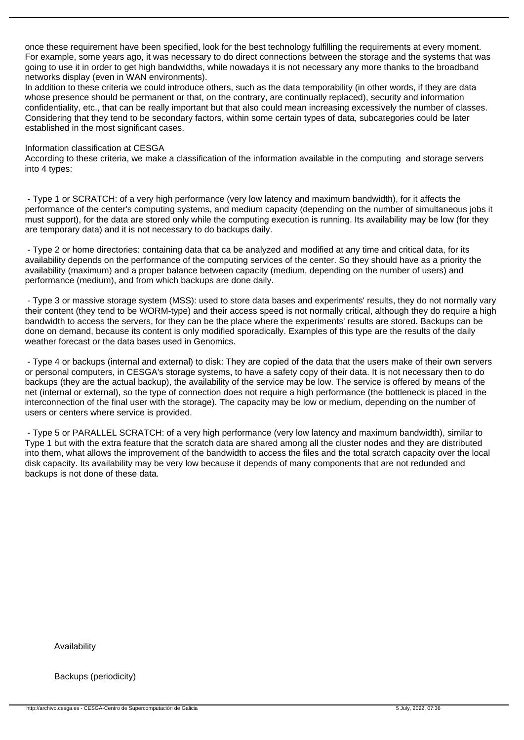once these requirement have been specified, look for the best technology fulfilling the requirements at every moment. For example, some years ago, it was necessary to do direct connections between the storage and the systems that was going to use it in order to get high bandwidths, while nowadays it is not necessary any more thanks to the broadband networks display (even in WAN environments).
In addition to these criteria we could introduce others, such as the data temporability (in other words, if they are data whose presence should be permanent or that, on the contrary, are continually replaced), security and information confidentiality, etc., that can be really important but that also could mean increasing excessively the number of classes. Considering that they tend to be secondary factors, within some certain types of data, subcategories could be later established in the most significant cases.

Information classification at CESGA
According to these criteria, we make a classification of the information available in the computing and storage servers into 4 types:

- Type 1 or SCRATCH: of a very high performance (very low latency and maximum bandwidth), for it affects the performance of the center's computing systems, and medium capacity (depending on the number of simultaneous jobs it must support), for the data are stored only while the computing execution is running. Its availability may be low (for they are temporary data) and it is not necessary to do backups daily.

- Type 2 or home directories: containing data that ca be analyzed and modified at any time and critical data, for its availability depends on the performance of the computing services of the center. So they should have as a priority the availability (maximum) and a proper balance between capacity (medium, depending on the number of users) and performance (medium), and from which backups are done daily.

- Type 3 or massive storage system (MSS): used to store data bases and experiments' results, they do not normally vary their content (they tend to be WORM-type) and their access speed is not normally critical, although they do require a high bandwidth to access the servers, for they can be the place where the experiments' results are stored. Backups can be done on demand, because its content is only modified sporadically. Examples of this type are the results of the daily weather forecast or the data bases used in Genomics.

- Type 4 or backups (internal and external) to disk: They are copied of the data that the users make of their own servers or personal computers, in CESGA's storage systems, to have a safety copy of their data. It is not necessary then to do backups (they are the actual backup), the availability of the service may be low. The service is offered by means of the net (internal or external), so the type of connection does not require a high performance (the bottleneck is placed in the interconnection of the final user with the storage). The capacity may be low or medium, depending on the number of users or centers where service is provided.

- Type 5 or PARALLEL SCRATCH: of a very high performance (very low latency and maximum bandwidth), similar to Type 1 but with the extra feature that the scratch data are shared among all the cluster nodes and they are distributed into them, what allows the improvement of the bandwidth to access the files and the total scratch capacity over the local disk capacity. Its availability may be very low because it depends of many components that are not redunded and backups is not done of these data.

Availability

Backups (periodicity)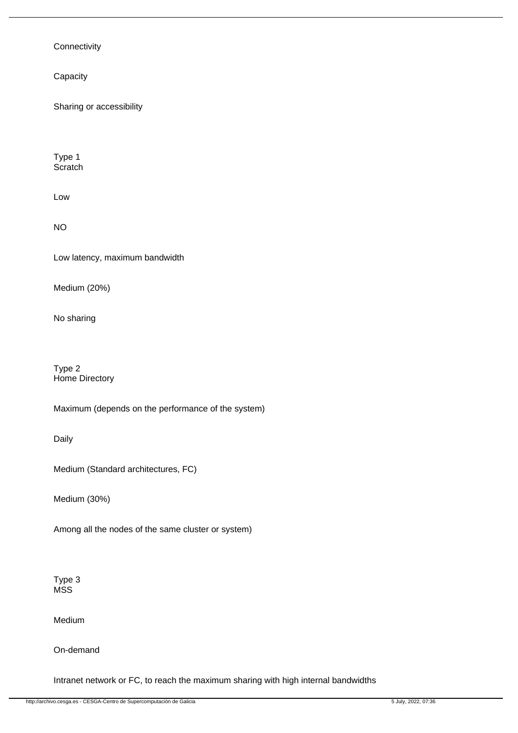Connectivity

Capacity

Sharing or accessibility

Type 1
Scratch

Low

NO

Low latency, maximum bandwidth

Medium (20%)

No sharing

Type 2
Home Directory

Maximum (depends on the performance of the system)

Daily

Medium (Standard architectures, FC)

Medium (30%)

Among all the nodes of the same cluster or system)

Type 3
MSS

Medium

On-demand

Intranet network or FC, to reach the maximum sharing with high internal bandwidths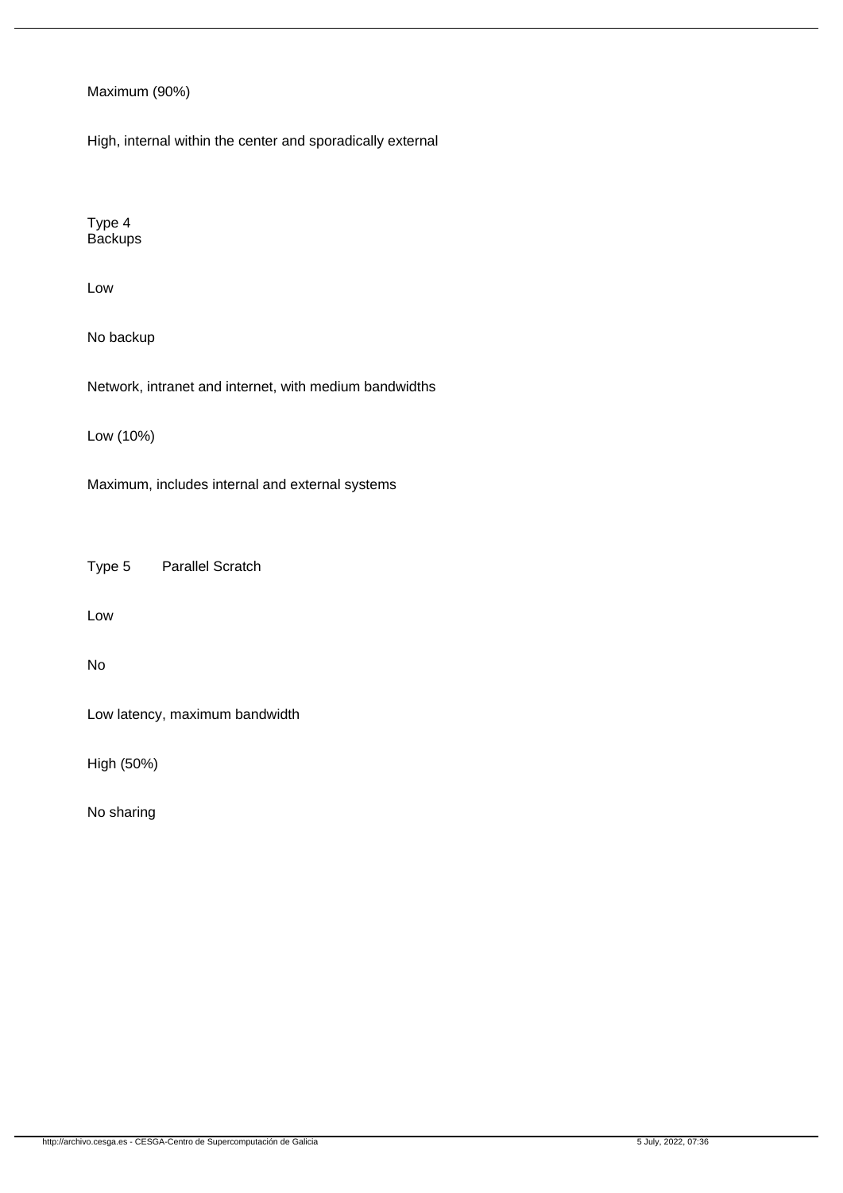Maximum (90%)

High, internal within the center and sporadically external

Type 4
Backups

Low

No backup

Network, intranet and internet, with medium bandwidths

Low (10%)

Maximum, includes internal and external systems

Type 5 Parallel Scratch

Low

No

Low latency, maximum bandwidth

High (50%)

No sharing